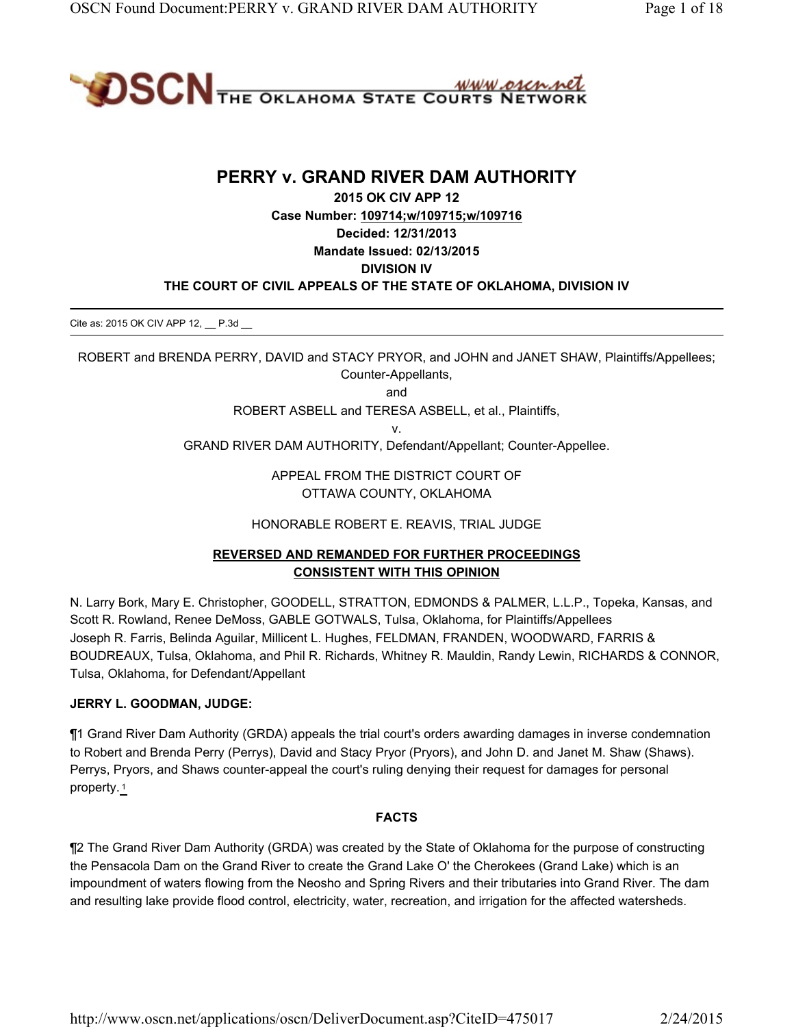# PERRY v. GRAND RIVER DAM AUTHORITY

**2015 OK CIV APP 12**
**Case Number: 109714;w/109715;w/109716**
**Decided: 12/31/2013**
**Mandate Issued: 02/13/2015**
**DIVISION IV**
**THE COURT OF CIVIL APPEALS OF THE STATE OF OKLAHOMA, DIVISION IV**

---

Cite as: 2015 OK CIV APP 12, __ P.3d __

---

ROBERT and BRENDA PERRY, DAVID and STACY PRYOR, and JOHN and JANET SHAW, Plaintiffs/Appellees; Counter-Appellants,

and

ROBERT ASBELL and TERESA ASBELL, et al., Plaintiffs,

v.

GRAND RIVER DAM AUTHORITY, Defendant/Appellant; Counter-Appellee.

APPEAL FROM THE DISTRICT COURT OF
OTTAWA COUNTY, OKLAHOMA

HONORABLE ROBERT E. REAVIS, TRIAL JUDGE

**REVERSED AND REMANDED FOR FURTHER PROCEEDINGS CONSISTENT WITH THIS OPINION**

N. Larry Bork, Mary E. Christopher, GOODELL, STRATTON, EDMONDS & PALMER, L.L.P., Topeka, Kansas, and Scott R. Rowland, Renee DeMoss, GABLE GOTWALS, Tulsa, Oklahoma, for Plaintiffs/Appellees
Joseph R. Farris, Belinda Aguilar, Millicent L. Hughes, FELDMAN, FRANDEN, WOODWARD, FARRIS & BOUDREAUX, Tulsa, Oklahoma, and Phil R. Richards, Whitney R. Mauldin, Randy Lewin, RICHARDS & CONNOR, Tulsa, Oklahoma, for Defendant/Appellant

**JERRY L. GOODMAN, JUDGE:**

¶1 Grand River Dam Authority (GRDA) appeals the trial court's orders awarding damages in inverse condemnation to Robert and Brenda Perry (Perrys), David and Stacy Pryor (Pryors), and John D. and Janet M. Shaw (Shaws). Perrys, Pryors, and Shaws counter-appeal the court's ruling denying their request for damages for personal property.[1]

## FACTS

¶2 The Grand River Dam Authority (GRDA) was created by the State of Oklahoma for the purpose of constructing the Pensacola Dam on the Grand River to create the Grand Lake O' the Cherokees (Grand Lake) which is an impoundment of waters flowing from the Neosho and Spring Rivers and their tributaries into Grand River. The dam and resulting lake provide flood control, electricity, water, recreation, and irrigation for the affected watersheds.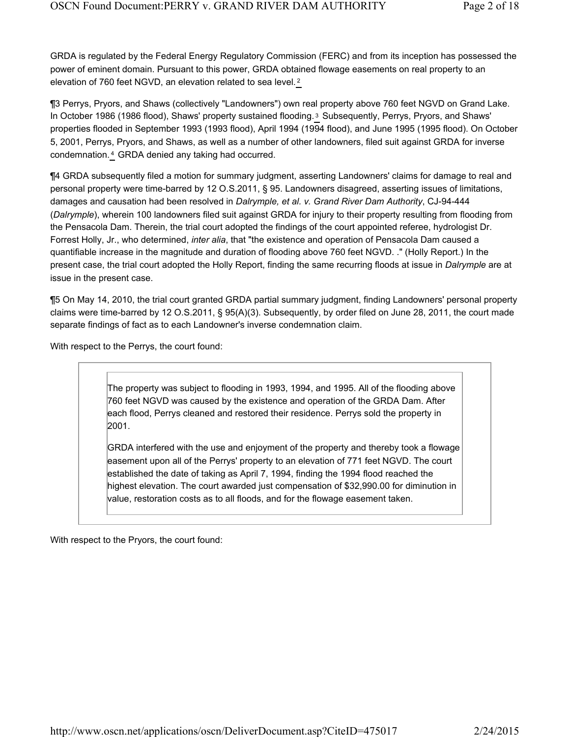GRDA is regulated by the Federal Energy Regulatory Commission (FERC) and from its inception has possessed the power of eminent domain. Pursuant to this power, GRDA obtained flowage easements on real property to an elevation of 760 feet NGVD, an elevation related to sea level.[2]

¶3 Perrys, Pryors, and Shaws (collectively "Landowners") own real property above 760 feet NGVD on Grand Lake. In October 1986 (1986 flood), Shaws' property sustained flooding.[3] Subsequently, Perrys, Pryors, and Shaws' properties flooded in September 1993 (1993 flood), April 1994 (1994 flood), and June 1995 (1995 flood). On October 5, 2001, Perrys, Pryors, and Shaws, as well as a number of other landowners, filed suit against GRDA for inverse condemnation.[4] GRDA denied any taking had occurred.

¶4 GRDA subsequently filed a motion for summary judgment, asserting Landowners' claims for damage to real and personal property were time-barred by 12 O.S.2011, § 95. Landowners disagreed, asserting issues of limitations, damages and causation had been resolved in *Dalrymple, et al. v. Grand River Dam Authority*, CJ-94-444 (*Dalrymple*), wherein 100 landowners filed suit against GRDA for injury to their property resulting from flooding from the Pensacola Dam. Therein, the trial court adopted the findings of the court appointed referee, hydrologist Dr. Forrest Holly, Jr., who determined, *inter alia*, that "the existence and operation of Pensacola Dam caused a quantifiable increase in the magnitude and duration of flooding above 760 feet NGVD. ." (Holly Report.) In the present case, the trial court adopted the Holly Report, finding the same recurring floods at issue in *Dalrymple* are at issue in the present case.

¶5 On May 14, 2010, the trial court granted GRDA partial summary judgment, finding Landowners' personal property claims were time-barred by 12 O.S.2011, § 95(A)(3). Subsequently, by order filed on June 28, 2011, the court made separate findings of fact as to each Landowner's inverse condemnation claim.

With respect to the Perrys, the court found:

> The property was subject to flooding in 1993, 1994, and 1995. All of the flooding above 760 feet NGVD was caused by the existence and operation of the GRDA Dam. After each flood, Perrys cleaned and restored their residence. Perrys sold the property in 2001.
>
> GRDA interfered with the use and enjoyment of the property and thereby took a flowage easement upon all of the Perrys' property to an elevation of 771 feet NGVD. The court established the date of taking as April 7, 1994, finding the 1994 flood reached the highest elevation. The court awarded just compensation of $32,990.00 for diminution in value, restoration costs as to all floods, and for the flowage easement taken.

With respect to the Pryors, the court found: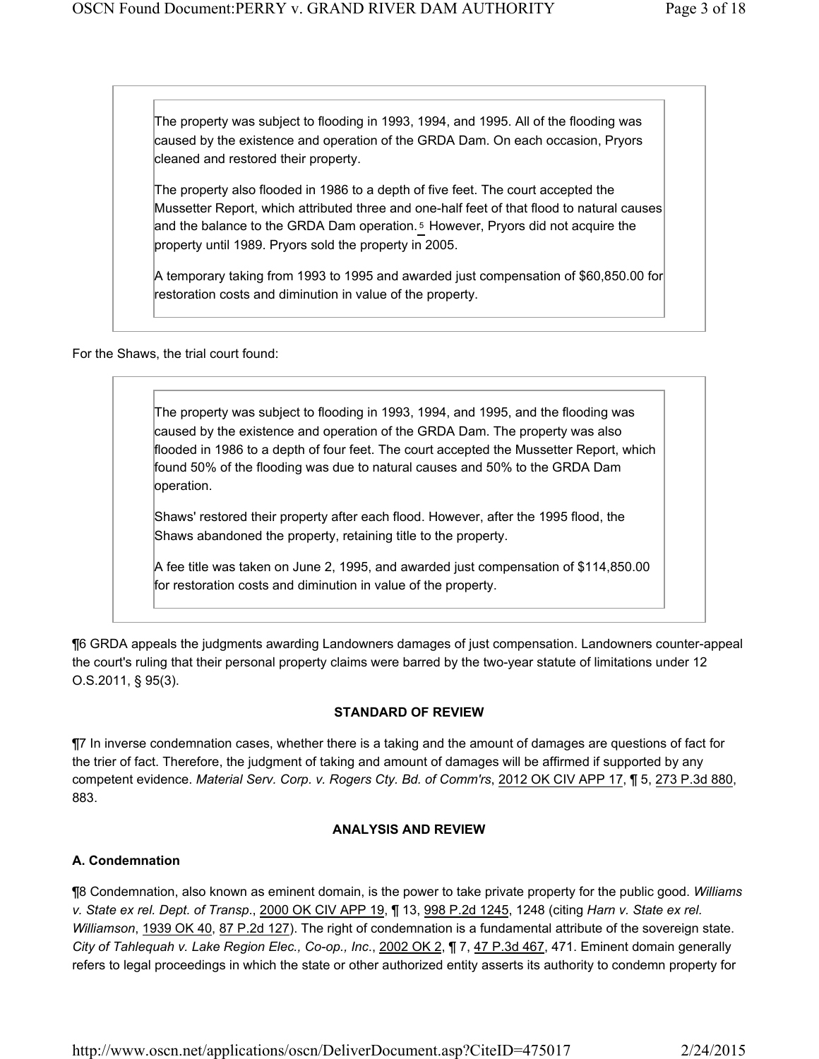> The property was subject to flooding in 1993, 1994, and 1995. All of the flooding was caused by the existence and operation of the GRDA Dam. On each occasion, Pryors cleaned and restored their property.
>
> The property also flooded in 1986 to a depth of five feet. The court accepted the Mussetter Report, which attributed three and one-half feet of that flood to natural causes and the balance to the GRDA Dam operation.[5] However, Pryors did not acquire the property until 1989. Pryors sold the property in 2005.
>
> A temporary taking from 1993 to 1995 and awarded just compensation of $60,850.00 for restoration costs and diminution in value of the property.

For the Shaws, the trial court found:

> The property was subject to flooding in 1993, 1994, and 1995, and the flooding was caused by the existence and operation of the GRDA Dam. The property was also flooded in 1986 to a depth of four feet. The court accepted the Mussetter Report, which found 50% of the flooding was due to natural causes and 50% to the GRDA Dam operation.
>
> Shaws' restored their property after each flood. However, after the 1995 flood, the Shaws abandoned the property, retaining title to the property.
>
> A fee title was taken on June 2, 1995, and awarded just compensation of $114,850.00 for restoration costs and diminution in value of the property.

¶6 GRDA appeals the judgments awarding Landowners damages of just compensation. Landowners counter-appeal the court's ruling that their personal property claims were barred by the two-year statute of limitations under 12 O.S.2011, § 95(3).

**STANDARD OF REVIEW**

¶7 In inverse condemnation cases, whether there is a taking and the amount of damages are questions of fact for the trier of fact. Therefore, the judgment of taking and amount of damages will be affirmed if supported by any competent evidence. *Material Serv. Corp. v. Rogers Cty. Bd. of Comm'rs*, 2012 OK CIV APP 17, ¶ 5, 273 P.3d 880, 883.

**ANALYSIS AND REVIEW**

**A. Condemnation**

¶8 Condemnation, also known as eminent domain, is the power to take private property for the public good. *Williams v. State ex rel. Dept. of Transp*., 2000 OK CIV APP 19, ¶ 13, 998 P.2d 1245, 1248 (citing *Harn v. State ex rel. Williamson*, 1939 OK 40, 87 P.2d 127). The right of condemnation is a fundamental attribute of the sovereign state. *City of Tahlequah v. Lake Region Elec., Co-op., Inc*., 2002 OK 2, ¶ 7, 47 P.3d 467, 471. Eminent domain generally refers to legal proceedings in which the state or other authorized entity asserts its authority to condemn property for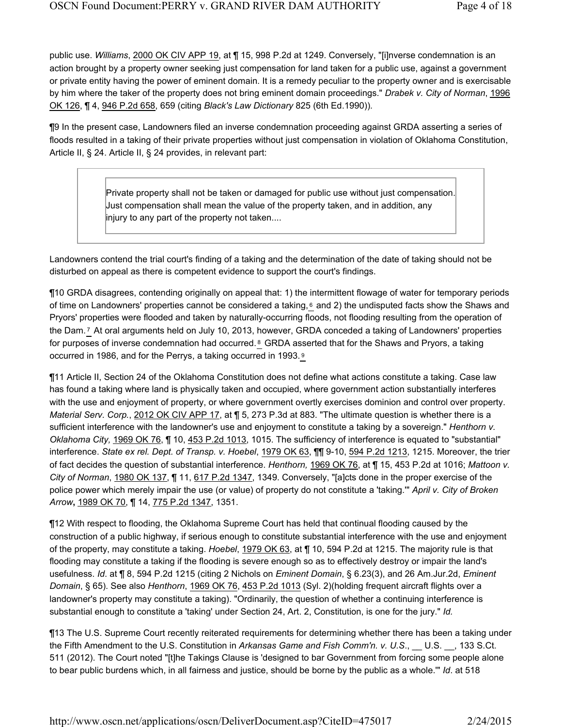public use. *Williams*, 2000 OK CIV APP 19, at ¶ 15, 998 P.2d at 1249. Conversely, "[i]nverse condemnation is an action brought by a property owner seeking just compensation for land taken for a public use, against a government or private entity having the power of eminent domain. It is a remedy peculiar to the property owner and is exercisable by him where the taker of the property does not bring eminent domain proceedings." *Drabek v. City of Norman*, 1996 OK 126, ¶ 4, 946 P.2d 658, 659 (citing *Black's Law Dictionary* 825 (6th Ed.1990)).

¶9 In the present case, Landowners filed an inverse condemnation proceeding against GRDA asserting a series of floods resulted in a taking of their private properties without just compensation in violation of Oklahoma Constitution, Article II, § 24. Article II, § 24 provides, in relevant part:

> Private property shall not be taken or damaged for public use without just compensation. Just compensation shall mean the value of the property taken, and in addition, any injury to any part of the property not taken....

Landowners contend the trial court's finding of a taking and the determination of the date of taking should not be disturbed on appeal as there is competent evidence to support the court's findings.

¶10 GRDA disagrees, contending originally on appeal that: 1) the intermittent flowage of water for temporary periods of time on Landowners' properties cannot be considered a taking,[6] and 2) the undisputed facts show the Shaws and Pryors' properties were flooded and taken by naturally-occurring floods, not flooding resulting from the operation of the Dam.[7] At oral arguments held on July 10, 2013, however, GRDA conceded a taking of Landowners' properties for purposes of inverse condemnation had occurred.[8] GRDA asserted that for the Shaws and Pryors, a taking occurred in 1986, and for the Perrys, a taking occurred in 1993.[9]

¶11 Article II, Section 24 of the Oklahoma Constitution does not define what actions constitute a taking. Case law has found a taking where land is physically taken and occupied, where government action substantially interferes with the use and enjoyment of property, or where government overtly exercises dominion and control over property. *Material Serv. Corp.*, 2012 OK CIV APP 17, at ¶ 5, 273 P.3d at 883. "The ultimate question is whether there is a sufficient interference with the landowner's use and enjoyment to constitute a taking by a sovereign." *Henthorn v. Oklahoma City,* 1969 OK 76, ¶ 10, 453 P.2d 1013, 1015. The sufficiency of interference is equated to "substantial" interference. *State ex rel. Dept. of Transp. v. Hoebel*, 1979 OK 63, ¶¶ 9-10, 594 P.2d 1213, 1215. Moreover, the trier of fact decides the question of substantial interference. *Henthorn,* 1969 OK 76, at ¶ 15, 453 P.2d at 1016; *Mattoon v. City of Norman*, 1980 OK 137, ¶ 11, 617 P.2d 1347, 1349. Conversely, "[a]cts done in the proper exercise of the police power which merely impair the use (or value) of property do not constitute a 'taking.'" *April v. City of Broken Arrow***,** 1989 OK 70, ¶ 14, 775 P.2d 1347, 1351.

¶12 With respect to flooding, the Oklahoma Supreme Court has held that continual flooding caused by the construction of a public highway, if serious enough to constitute substantial interference with the use and enjoyment of the property, may constitute a taking. *Hoebel*, 1979 OK 63, at ¶ 10, 594 P.2d at 1215. The majority rule is that flooding may constitute a taking if the flooding is severe enough so as to effectively destroy or impair the land's usefulness. *Id*. at ¶ 8, 594 P.2d 1215 (citing 2 Nichols on *Eminent Domain*, § 6.23(3), and 26 Am.Jur.2d, *Eminent Domain*, § 65). See also *Henthorn*, 1969 OK 76, 453 P.2d 1013 (Syl. 2)(holding frequent aircraft flights over a landowner's property may constitute a taking). "Ordinarily, the question of whether a continuing interference is substantial enough to constitute a 'taking' under Section 24, Art. 2, Constitution, is one for the jury." *Id.*

¶13 The U.S. Supreme Court recently reiterated requirements for determining whether there has been a taking under the Fifth Amendment to the U.S. Constitution in *Arkansas Game and Fish Comm'n. v. U.S*., __ U.S. __, 133 S.Ct. 511 (2012). The Court noted "[t]he Takings Clause is 'designed to bar Government from forcing some people alone to bear public burdens which, in all fairness and justice, should be borne by the public as a whole.'" *Id*. at 518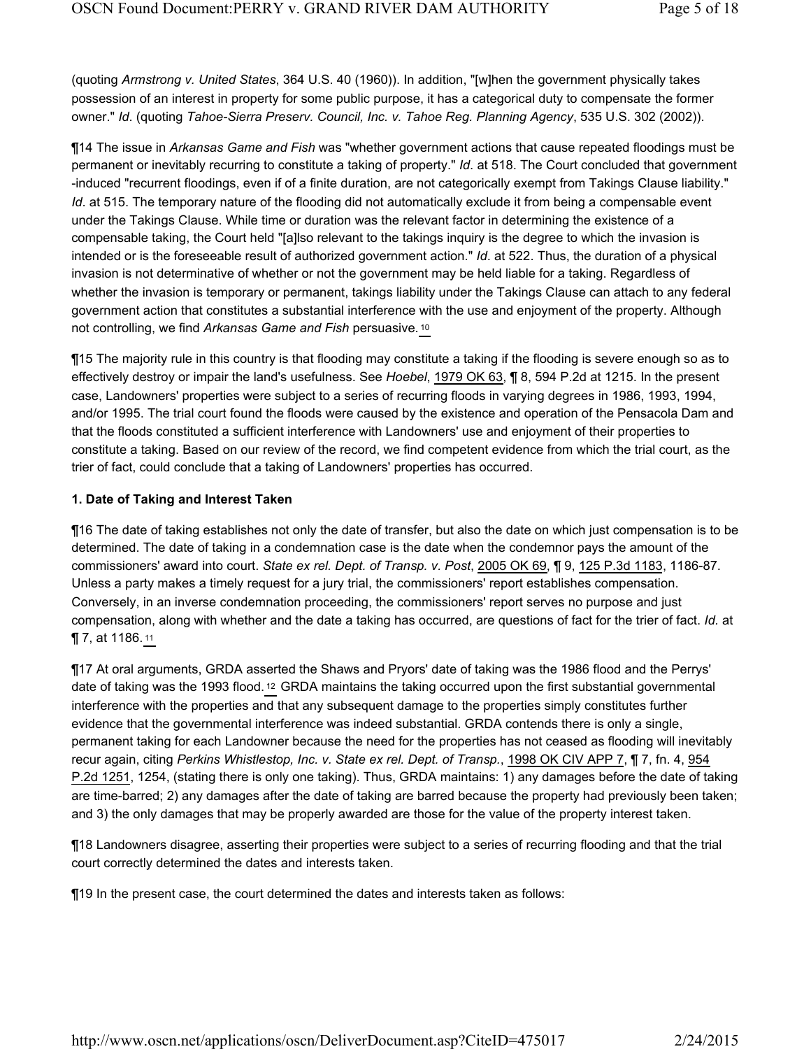(quoting *Armstrong v. United States*, 364 U.S. 40 (1960)). In addition, "[w]hen the government physically takes possession of an interest in property for some public purpose, it has a categorical duty to compensate the former owner." *Id*. (quoting *Tahoe-Sierra Preserv. Council, Inc. v. Tahoe Reg. Planning Agency*, 535 U.S. 302 (2002)).

¶14 The issue in *Arkansas Game and Fish* was "whether government actions that cause repeated floodings must be permanent or inevitably recurring to constitute a taking of property." *Id*. at 518. The Court concluded that government -induced "recurrent floodings, even if of a finite duration, are not categorically exempt from Takings Clause liability." *Id*. at 515. The temporary nature of the flooding did not automatically exclude it from being a compensable event under the Takings Clause. While time or duration was the relevant factor in determining the existence of a compensable taking, the Court held "[a]lso relevant to the takings inquiry is the degree to which the invasion is intended or is the foreseeable result of authorized government action." *Id*. at 522. Thus, the duration of a physical invasion is not determinative of whether or not the government may be held liable for a taking. Regardless of whether the invasion is temporary or permanent, takings liability under the Takings Clause can attach to any federal government action that constitutes a substantial interference with the use and enjoyment of the property. Although not controlling, we find *Arkansas Game and Fish* persuasive.[10]

¶15 The majority rule in this country is that flooding may constitute a taking if the flooding is severe enough so as to effectively destroy or impair the land's usefulness. See *Hoebel*, 1979 OK 63, ¶ 8, 594 P.2d at 1215. In the present case, Landowners' properties were subject to a series of recurring floods in varying degrees in 1986, 1993, 1994, and/or 1995. The trial court found the floods were caused by the existence and operation of the Pensacola Dam and that the floods constituted a sufficient interference with Landowners' use and enjoyment of their properties to constitute a taking. Based on our review of the record, we find competent evidence from which the trial court, as the trier of fact, could conclude that a taking of Landowners' properties has occurred.

**1. Date of Taking and Interest Taken**

¶16 The date of taking establishes not only the date of transfer, but also the date on which just compensation is to be determined. The date of taking in a condemnation case is the date when the condemnor pays the amount of the commissioners' award into court. *State ex rel. Dept. of Transp. v. Post*, 2005 OK 69, ¶ 9, 125 P.3d 1183, 1186-87. Unless a party makes a timely request for a jury trial, the commissioners' report establishes compensation. Conversely, in an inverse condemnation proceeding, the commissioners' report serves no purpose and just compensation, along with whether and the date a taking has occurred, are questions of fact for the trier of fact. *Id.* at ¶ 7, at 1186.[11]

¶17 At oral arguments, GRDA asserted the Shaws and Pryors' date of taking was the 1986 flood and the Perrys' date of taking was the 1993 flood.[12] GRDA maintains the taking occurred upon the first substantial governmental interference with the properties and that any subsequent damage to the properties simply constitutes further evidence that the governmental interference was indeed substantial. GRDA contends there is only a single, permanent taking for each Landowner because the need for the properties has not ceased as flooding will inevitably recur again, citing *Perkins Whistlestop, Inc. v. State ex rel. Dept. of Transp.*, 1998 OK CIV APP 7, ¶ 7, fn. 4, 954 P.2d 1251, 1254, (stating there is only one taking). Thus, GRDA maintains: 1) any damages before the date of taking are time-barred; 2) any damages after the date of taking are barred because the property had previously been taken; and 3) the only damages that may be properly awarded are those for the value of the property interest taken.

¶18 Landowners disagree, asserting their properties were subject to a series of recurring flooding and that the trial court correctly determined the dates and interests taken.

¶19 In the present case, the court determined the dates and interests taken as follows: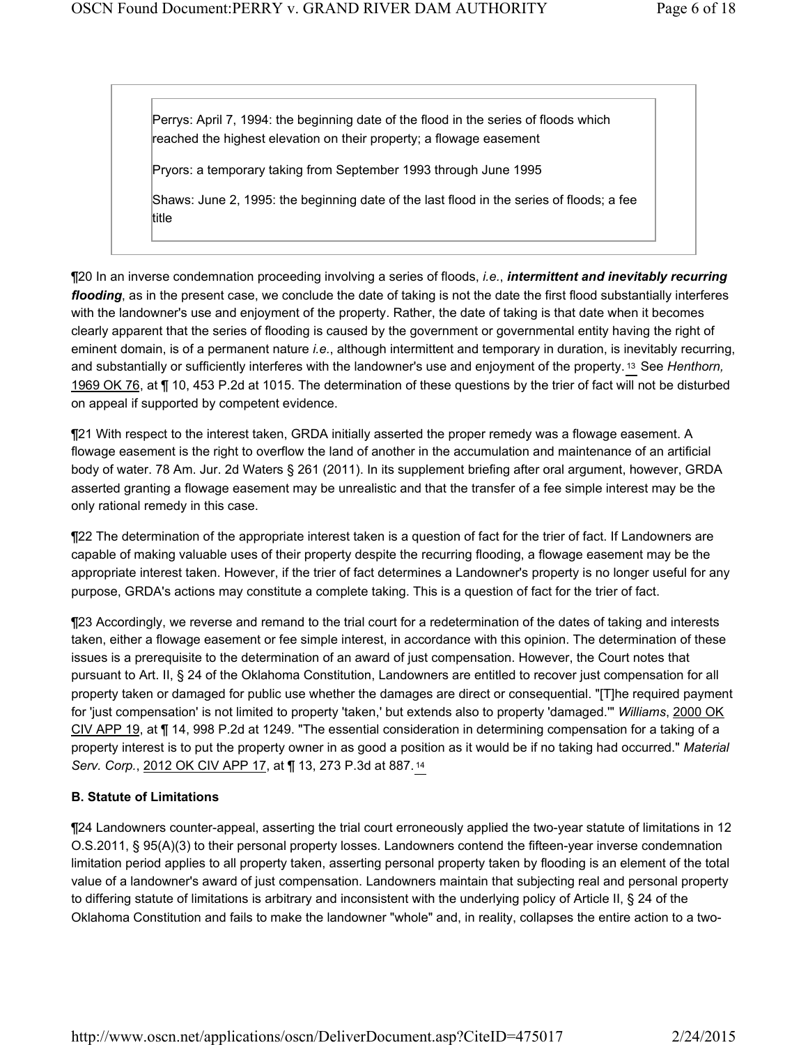Perrys: April 7, 1994: the beginning date of the flood in the series of floods which reached the highest elevation on their property; a flowage easement

Pryors: a temporary taking from September 1993 through June 1995

Shaws: June 2, 1995: the beginning date of the last flood in the series of floods; a fee title

¶20 In an inverse condemnation proceeding involving a series of floods, *i.e.*, ***intermittent and inevitably recurring flooding***, as in the present case, we conclude the date of taking is not the date the first flood substantially interferes with the landowner's use and enjoyment of the property. Rather, the date of taking is that date when it becomes clearly apparent that the series of flooding is caused by the government or governmental entity having the right of eminent domain, is of a permanent nature *i.e.*, although intermittent and temporary in duration, is inevitably recurring, and substantially or sufficiently interferes with the landowner's use and enjoyment of the property.[13] See *Henthorn,* 1969 OK 76, at ¶ 10, 453 P.2d at 1015. The determination of these questions by the trier of fact will not be disturbed on appeal if supported by competent evidence.

¶21 With respect to the interest taken, GRDA initially asserted the proper remedy was a flowage easement. A flowage easement is the right to overflow the land of another in the accumulation and maintenance of an artificial body of water. 78 Am. Jur. 2d Waters § 261 (2011). In its supplement briefing after oral argument, however, GRDA asserted granting a flowage easement may be unrealistic and that the transfer of a fee simple interest may be the only rational remedy in this case.

¶22 The determination of the appropriate interest taken is a question of fact for the trier of fact. If Landowners are capable of making valuable uses of their property despite the recurring flooding, a flowage easement may be the appropriate interest taken. However, if the trier of fact determines a Landowner's property is no longer useful for any purpose, GRDA's actions may constitute a complete taking. This is a question of fact for the trier of fact.

¶23 Accordingly, we reverse and remand to the trial court for a redetermination of the dates of taking and interests taken, either a flowage easement or fee simple interest, in accordance with this opinion. The determination of these issues is a prerequisite to the determination of an award of just compensation. However, the Court notes that pursuant to Art. II, § 24 of the Oklahoma Constitution, Landowners are entitled to recover just compensation for all property taken or damaged for public use whether the damages are direct or consequential. "[T]he required payment for 'just compensation' is not limited to property 'taken,' but extends also to property 'damaged.'" *Williams*, 2000 OK CIV APP 19, at ¶ 14, 998 P.2d at 1249. "The essential consideration in determining compensation for a taking of a property interest is to put the property owner in as good a position as it would be if no taking had occurred." *Material Serv. Corp.*, 2012 OK CIV APP 17, at ¶ 13, 273 P.3d at 887.[14]

**B. Statute of Limitations**

¶24 Landowners counter-appeal, asserting the trial court erroneously applied the two-year statute of limitations in 12 O.S.2011, § 95(A)(3) to their personal property losses. Landowners contend the fifteen-year inverse condemnation limitation period applies to all property taken, asserting personal property taken by flooding is an element of the total value of a landowner's award of just compensation. Landowners maintain that subjecting real and personal property to differing statute of limitations is arbitrary and inconsistent with the underlying policy of Article II, § 24 of the Oklahoma Constitution and fails to make the landowner "whole" and, in reality, collapses the entire action to a two-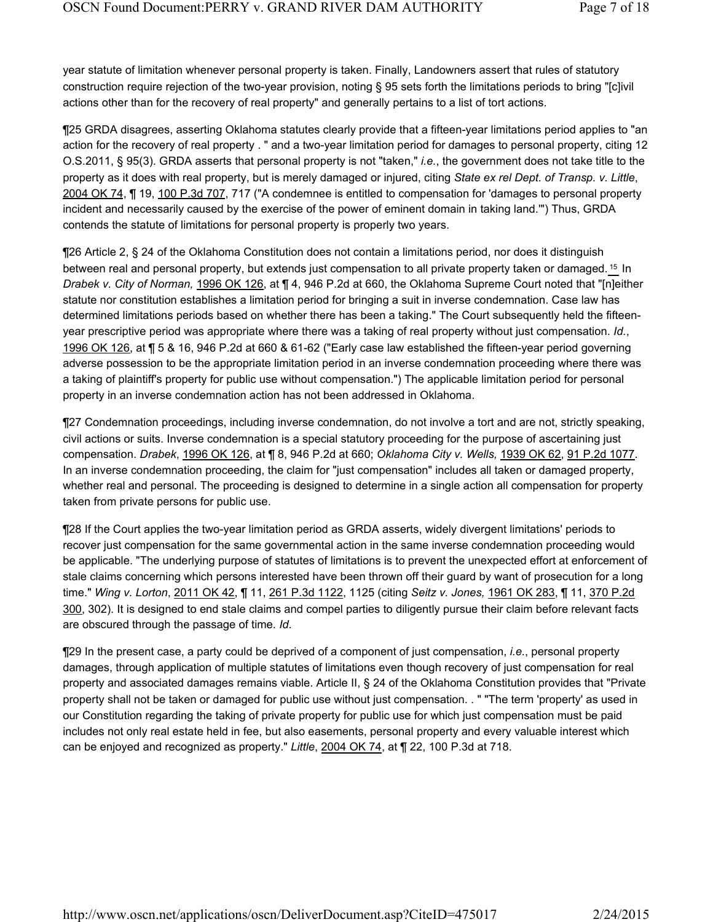year statute of limitation whenever personal property is taken. Finally, Landowners assert that rules of statutory construction require rejection of the two-year provision, noting § 95 sets forth the limitations periods to bring "[c]ivil actions other than for the recovery of real property" and generally pertains to a list of tort actions.

¶25 GRDA disagrees, asserting Oklahoma statutes clearly provide that a fifteen-year limitations period applies to "an action for the recovery of real property . " and a two-year limitation period for damages to personal property, citing 12 O.S.2011, § 95(3). GRDA asserts that personal property is not "taken," *i.e.*, the government does not take title to the property as it does with real property, but is merely damaged or injured, citing *State ex rel Dept. of Transp. v. Little*, 2004 OK 74, ¶ 19, 100 P.3d 707, 717 ("A condemnee is entitled to compensation for 'damages to personal property incident and necessarily caused by the exercise of the power of eminent domain in taking land.'") Thus, GRDA contends the statute of limitations for personal property is properly two years.

¶26 Article 2, § 24 of the Oklahoma Constitution does not contain a limitations period, nor does it distinguish between real and personal property, but extends just compensation to all private property taken or damaged.[15] In *Drabek v. City of Norman,* 1996 OK 126, at ¶ 4, 946 P.2d at 660, the Oklahoma Supreme Court noted that "[n]either statute nor constitution establishes a limitation period for bringing a suit in inverse condemnation. Case law has determined limitations periods based on whether there has been a taking." The Court subsequently held the fifteen-year prescriptive period was appropriate where there was a taking of real property without just compensation. *Id.*, 1996 OK 126, at ¶ 5 & 16, 946 P.2d at 660 & 61-62 ("Early case law established the fifteen-year period governing adverse possession to be the appropriate limitation period in an inverse condemnation proceeding where there was a taking of plaintiff's property for public use without compensation.") The applicable limitation period for personal property in an inverse condemnation action has not been addressed in Oklahoma.

¶27 Condemnation proceedings, including inverse condemnation, do not involve a tort and are not, strictly speaking, civil actions or suits. Inverse condemnation is a special statutory proceeding for the purpose of ascertaining just compensation. *Drabek*, 1996 OK 126, at ¶ 8, 946 P.2d at 660; *Oklahoma City v. Wells,* 1939 OK 62, 91 P.2d 1077. In an inverse condemnation proceeding, the claim for "just compensation" includes all taken or damaged property, whether real and personal. The proceeding is designed to determine in a single action all compensation for property taken from private persons for public use.

¶28 If the Court applies the two-year limitation period as GRDA asserts, widely divergent limitations' periods to recover just compensation for the same governmental action in the same inverse condemnation proceeding would be applicable. "The underlying purpose of statutes of limitations is to prevent the unexpected effort at enforcement of stale claims concerning which persons interested have been thrown off their guard by want of prosecution for a long time." *Wing v. Lorton*, 2011 OK 42, ¶ 11, 261 P.3d 1122, 1125 (citing *Seitz v. Jones,* 1961 OK 283, ¶ 11, 370 P.2d 300, 302). It is designed to end stale claims and compel parties to diligently pursue their claim before relevant facts are obscured through the passage of time. *Id*.

¶29 In the present case, a party could be deprived of a component of just compensation, *i.e.*, personal property damages, through application of multiple statutes of limitations even though recovery of just compensation for real property and associated damages remains viable. Article II, § 24 of the Oklahoma Constitution provides that "Private property shall not be taken or damaged for public use without just compensation. . " "The term 'property' as used in our Constitution regarding the taking of private property for public use for which just compensation must be paid includes not only real estate held in fee, but also easements, personal property and every valuable interest which can be enjoyed and recognized as property." *Little*, 2004 OK 74, at ¶ 22, 100 P.3d at 718.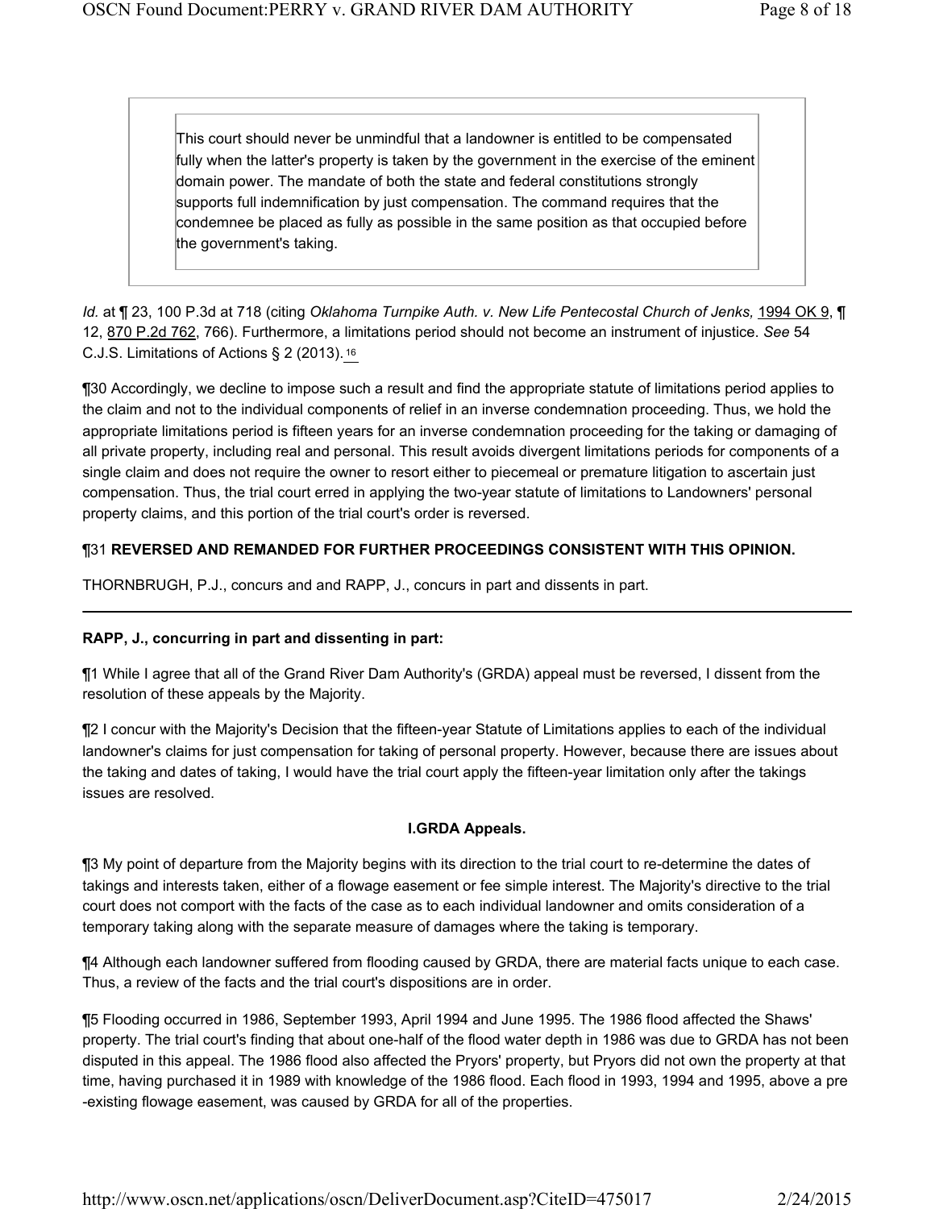> This court should never be unmindful that a landowner is entitled to be compensated fully when the latter's property is taken by the government in the exercise of the eminent domain power. The mandate of both the state and federal constitutions strongly supports full indemnification by just compensation. The command requires that the condemnee be placed as fully as possible in the same position as that occupied before the government's taking.

*Id.* at ¶ 23, 100 P.3d at 718 (citing *Oklahoma Turnpike Auth. v. New Life Pentecostal Church of Jenks,* 1994 OK 9, ¶ 12, 870 P.2d 762, 766). Furthermore, a limitations period should not become an instrument of injustice. *See* 54 C.J.S. Limitations of Actions § 2 (2013).[16]

¶30 Accordingly, we decline to impose such a result and find the appropriate statute of limitations period applies to the claim and not to the individual components of relief in an inverse condemnation proceeding. Thus, we hold the appropriate limitations period is fifteen years for an inverse condemnation proceeding for the taking or damaging of all private property, including real and personal. This result avoids divergent limitations periods for components of a single claim and does not require the owner to resort either to piecemeal or premature litigation to ascertain just compensation. Thus, the trial court erred in applying the two-year statute of limitations to Landowners' personal property claims, and this portion of the trial court's order is reversed.

¶31 **REVERSED AND REMANDED FOR FURTHER PROCEEDINGS CONSISTENT WITH THIS OPINION.**

THORNBRUGH, P.J., concurs and and RAPP, J., concurs in part and dissents in part.

---

**RAPP, J., concurring in part and dissenting in part:**

¶1 While I agree that all of the Grand River Dam Authority's (GRDA) appeal must be reversed, I dissent from the resolution of these appeals by the Majority.

¶2 I concur with the Majority's Decision that the fifteen-year Statute of Limitations applies to each of the individual landowner's claims for just compensation for taking of personal property. However, because there are issues about the taking and dates of taking, I would have the trial court apply the fifteen-year limitation only after the takings issues are resolved.

**I.GRDA Appeals.**

¶3 My point of departure from the Majority begins with its direction to the trial court to re-determine the dates of takings and interests taken, either of a flowage easement or fee simple interest. The Majority's directive to the trial court does not comport with the facts of the case as to each individual landowner and omits consideration of a temporary taking along with the separate measure of damages where the taking is temporary.

¶4 Although each landowner suffered from flooding caused by GRDA, there are material facts unique to each case. Thus, a review of the facts and the trial court's dispositions are in order.

¶5 Flooding occurred in 1986, September 1993, April 1994 and June 1995. The 1986 flood affected the Shaws' property. The trial court's finding that about one-half of the flood water depth in 1986 was due to GRDA has not been disputed in this appeal. The 1986 flood also affected the Pryors' property, but Pryors did not own the property at that time, having purchased it in 1989 with knowledge of the 1986 flood. Each flood in 1993, 1994 and 1995, above a pre-existing flowage easement, was caused by GRDA for all of the properties.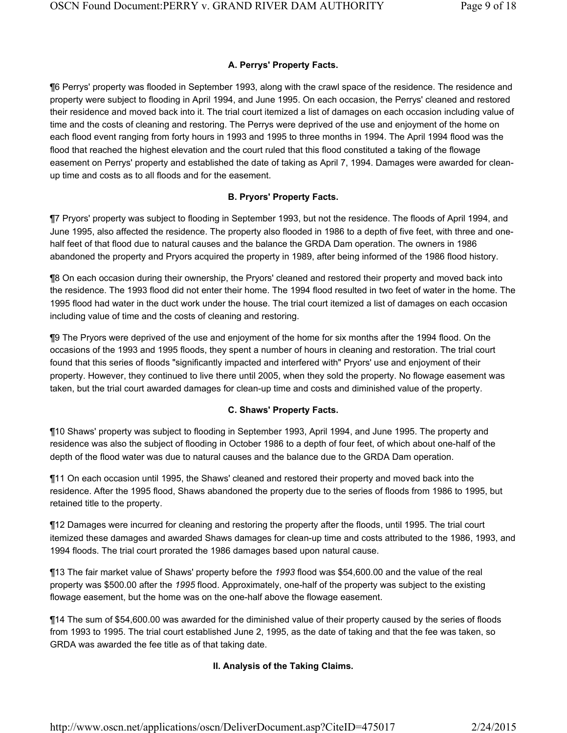### A. Perrys' Property Facts.

¶6 Perrys' property was flooded in September 1993, along with the crawl space of the residence. The residence and property were subject to flooding in April 1994, and June 1995. On each occasion, the Perrys' cleaned and restored their residence and moved back into it. The trial court itemized a list of damages on each occasion including value of time and the costs of cleaning and restoring. The Perrys were deprived of the use and enjoyment of the home on each flood event ranging from forty hours in 1993 and 1995 to three months in 1994. The April 1994 flood was the flood that reached the highest elevation and the court ruled that this flood constituted a taking of the flowage easement on Perrys' property and established the date of taking as April 7, 1994. Damages were awarded for clean-up time and costs as to all floods and for the easement.

### B. Pryors' Property Facts.

¶7 Pryors' property was subject to flooding in September 1993, but not the residence. The floods of April 1994, and June 1995, also affected the residence. The property also flooded in 1986 to a depth of five feet, with three and one-half feet of that flood due to natural causes and the balance the GRDA Dam operation. The owners in 1986 abandoned the property and Pryors acquired the property in 1989, after being informed of the 1986 flood history.

¶8 On each occasion during their ownership, the Pryors' cleaned and restored their property and moved back into the residence. The 1993 flood did not enter their home. The 1994 flood resulted in two feet of water in the home. The 1995 flood had water in the duct work under the house. The trial court itemized a list of damages on each occasion including value of time and the costs of cleaning and restoring.

¶9 The Pryors were deprived of the use and enjoyment of the home for six months after the 1994 flood. On the occasions of the 1993 and 1995 floods, they spent a number of hours in cleaning and restoration. The trial court found that this series of floods "significantly impacted and interfered with" Pryors' use and enjoyment of their property. However, they continued to live there until 2005, when they sold the property. No flowage easement was taken, but the trial court awarded damages for clean-up time and costs and diminished value of the property.

### C. Shaws' Property Facts.

¶10 Shaws' property was subject to flooding in September 1993, April 1994, and June 1995. The property and residence was also the subject of flooding in October 1986 to a depth of four feet, of which about one-half of the depth of the flood water was due to natural causes and the balance due to the GRDA Dam operation.

¶11 On each occasion until 1995, the Shaws' cleaned and restored their property and moved back into the residence. After the 1995 flood, Shaws abandoned the property due to the series of floods from 1986 to 1995, but retained title to the property.

¶12 Damages were incurred for cleaning and restoring the property after the floods, until 1995. The trial court itemized these damages and awarded Shaws damages for clean-up time and costs attributed to the 1986, 1993, and 1994 floods. The trial court prorated the 1986 damages based upon natural cause.

¶13 The fair market value of Shaws' property before the *1993* flood was $54,600.00 and the value of the real property was $500.00 after the *1995* flood. Approximately, one-half of the property was subject to the existing flowage easement, but the home was on the one-half above the flowage easement.

¶14 The sum of $54,600.00 was awarded for the diminished value of their property caused by the series of floods from 1993 to 1995. The trial court established June 2, 1995, as the date of taking and that the fee was taken, so GRDA was awarded the fee title as of that taking date.

## II. Analysis of the Taking Claims.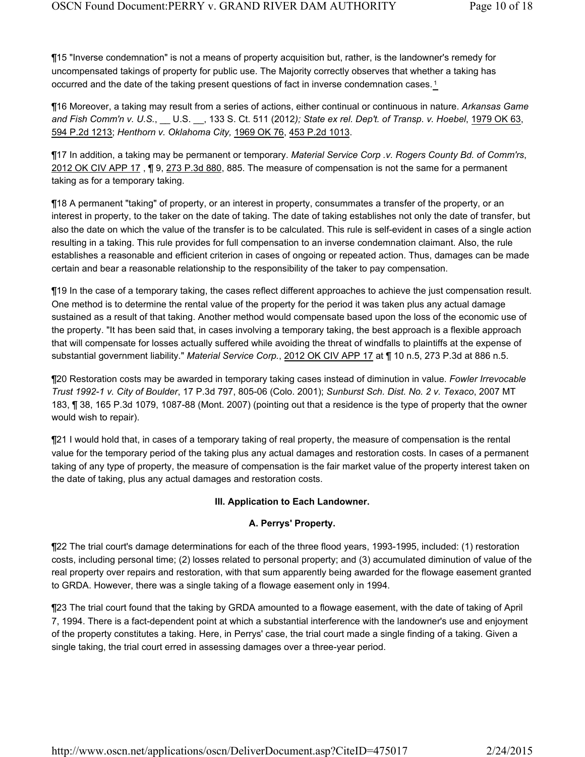¶15 "Inverse condemnation" is not a means of property acquisition but, rather, is the landowner's remedy for uncompensated takings of property for public use. The Majority correctly observes that whether a taking has occurred and the date of the taking present questions of fact in inverse condemnation cases.[1]

¶16 Moreover, a taking may result from a series of actions, either continual or continuous in nature. *Arkansas Game and Fish Comm'n v. U.S.*, __ U.S. __, 133 S. Ct. 511 (2012*); State ex rel. Dep't. of Transp. v. Hoebel*, 1979 OK 63, 594 P.2d 1213; *Henthorn v. Oklahoma City,* 1969 OK 76, 453 P.2d 1013.

¶17 In addition, a taking may be permanent or temporary. *Material Service Corp .v. Rogers County Bd. of Comm'rs*, 2012 OK CIV APP 17 , ¶ 9, 273 P.3d 880, 885. The measure of compensation is not the same for a permanent taking as for a temporary taking.

¶18 A permanent "taking" of property, or an interest in property, consummates a transfer of the property, or an interest in property, to the taker on the date of taking. The date of taking establishes not only the date of transfer, but also the date on which the value of the transfer is to be calculated. This rule is self-evident in cases of a single action resulting in a taking. This rule provides for full compensation to an inverse condemnation claimant. Also, the rule establishes a reasonable and efficient criterion in cases of ongoing or repeated action. Thus, damages can be made certain and bear a reasonable relationship to the responsibility of the taker to pay compensation.

¶19 In the case of a temporary taking, the cases reflect different approaches to achieve the just compensation result. One method is to determine the rental value of the property for the period it was taken plus any actual damage sustained as a result of that taking. Another method would compensate based upon the loss of the economic use of the property. "It has been said that, in cases involving a temporary taking, the best approach is a flexible approach that will compensate for losses actually suffered while avoiding the threat of windfalls to plaintiffs at the expense of substantial government liability." *Material Service Corp.*, 2012 OK CIV APP 17 at ¶ 10 n.5, 273 P.3d at 886 n.5.

¶20 Restoration costs may be awarded in temporary taking cases instead of diminution in value. *Fowler Irrevocable Trust 1992-1 v. City of Boulder*, 17 P.3d 797, 805-06 (Colo. 2001); *Sunburst Sch. Dist. No. 2 v. Texaco*, 2007 MT 183, ¶ 38, 165 P.3d 1079, 1087-88 (Mont. 2007) (pointing out that a residence is the type of property that the owner would wish to repair).

¶21 I would hold that, in cases of a temporary taking of real property, the measure of compensation is the rental value for the temporary period of the taking plus any actual damages and restoration costs. In cases of a permanent taking of any type of property, the measure of compensation is the fair market value of the property interest taken on the date of taking, plus any actual damages and restoration costs.

**III. Application to Each Landowner.**

**A. Perrys' Property.**

¶22 The trial court's damage determinations for each of the three flood years, 1993-1995, included: (1) restoration costs, including personal time; (2) losses related to personal property; and (3) accumulated diminution of value of the real property over repairs and restoration, with that sum apparently being awarded for the flowage easement granted to GRDA. However, there was a single taking of a flowage easement only in 1994.

¶23 The trial court found that the taking by GRDA amounted to a flowage easement, with the date of taking of April 7, 1994. There is a fact-dependent point at which a substantial interference with the landowner's use and enjoyment of the property constitutes a taking. Here, in Perrys' case, the trial court made a single finding of a taking. Given a single taking, the trial court erred in assessing damages over a three-year period.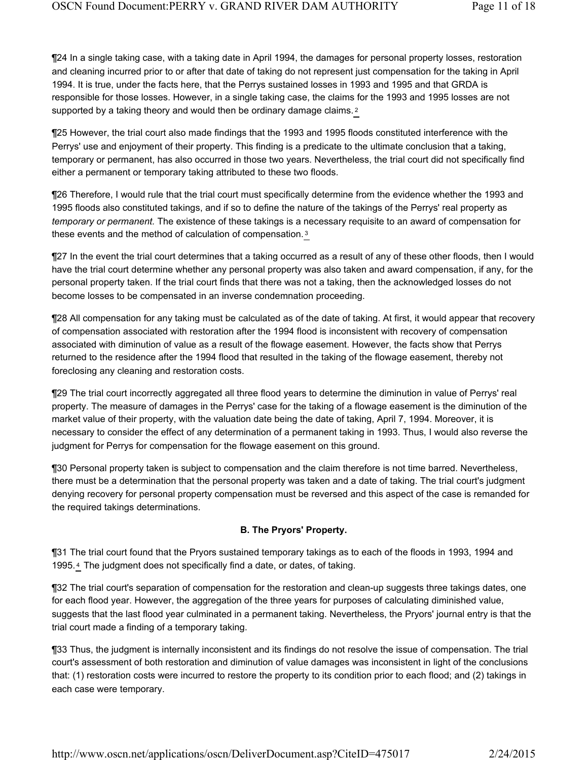¶24 In a single taking case, with a taking date in April 1994, the damages for personal property losses, restoration and cleaning incurred prior to or after that date of taking do not represent just compensation for the taking in April 1994. It is true, under the facts here, that the Perrys sustained losses in 1993 and 1995 and that GRDA is responsible for those losses. However, in a single taking case, the claims for the 1993 and 1995 losses are not supported by a taking theory and would then be ordinary damage claims.[2]

¶25 However, the trial court also made findings that the 1993 and 1995 floods constituted interference with the Perrys' use and enjoyment of their property. This finding is a predicate to the ultimate conclusion that a taking, temporary or permanent, has also occurred in those two years. Nevertheless, the trial court did not specifically find either a permanent or temporary taking attributed to these two floods.

¶26 Therefore, I would rule that the trial court must specifically determine from the evidence whether the 1993 and 1995 floods also constituted takings, and if so to define the nature of the takings of the Perrys' real property as *temporary or permanent.* The existence of these takings is a necessary requisite to an award of compensation for these events and the method of calculation of compensation.[3]

¶27 In the event the trial court determines that a taking occurred as a result of any of these other floods, then I would have the trial court determine whether any personal property was also taken and award compensation, if any, for the personal property taken. If the trial court finds that there was not a taking, then the acknowledged losses do not become losses to be compensated in an inverse condemnation proceeding.

¶28 All compensation for any taking must be calculated as of the date of taking. At first, it would appear that recovery of compensation associated with restoration after the 1994 flood is inconsistent with recovery of compensation associated with diminution of value as a result of the flowage easement. However, the facts show that Perrys returned to the residence after the 1994 flood that resulted in the taking of the flowage easement, thereby not foreclosing any cleaning and restoration costs.

¶29 The trial court incorrectly aggregated all three flood years to determine the diminution in value of Perrys' real property. The measure of damages in the Perrys' case for the taking of a flowage easement is the diminution of the market value of their property, with the valuation date being the date of taking, April 7, 1994. Moreover, it is necessary to consider the effect of any determination of a permanent taking in 1993. Thus, I would also reverse the judgment for Perrys for compensation for the flowage easement on this ground.

¶30 Personal property taken is subject to compensation and the claim therefore is not time barred. Nevertheless, there must be a determination that the personal property was taken and a date of taking. The trial court's judgment denying recovery for personal property compensation must be reversed and this aspect of the case is remanded for the required takings determinations.

### B. The Pryors' Property.

¶31 The trial court found that the Pryors sustained temporary takings as to each of the floods in 1993, 1994 and 1995.[4] The judgment does not specifically find a date, or dates, of taking.

¶32 The trial court's separation of compensation for the restoration and clean-up suggests three takings dates, one for each flood year. However, the aggregation of the three years for purposes of calculating diminished value, suggests that the last flood year culminated in a permanent taking. Nevertheless, the Pryors' journal entry is that the trial court made a finding of a temporary taking.

¶33 Thus, the judgment is internally inconsistent and its findings do not resolve the issue of compensation. The trial court's assessment of both restoration and diminution of value damages was inconsistent in light of the conclusions that: (1) restoration costs were incurred to restore the property to its condition prior to each flood; and (2) takings in each case were temporary.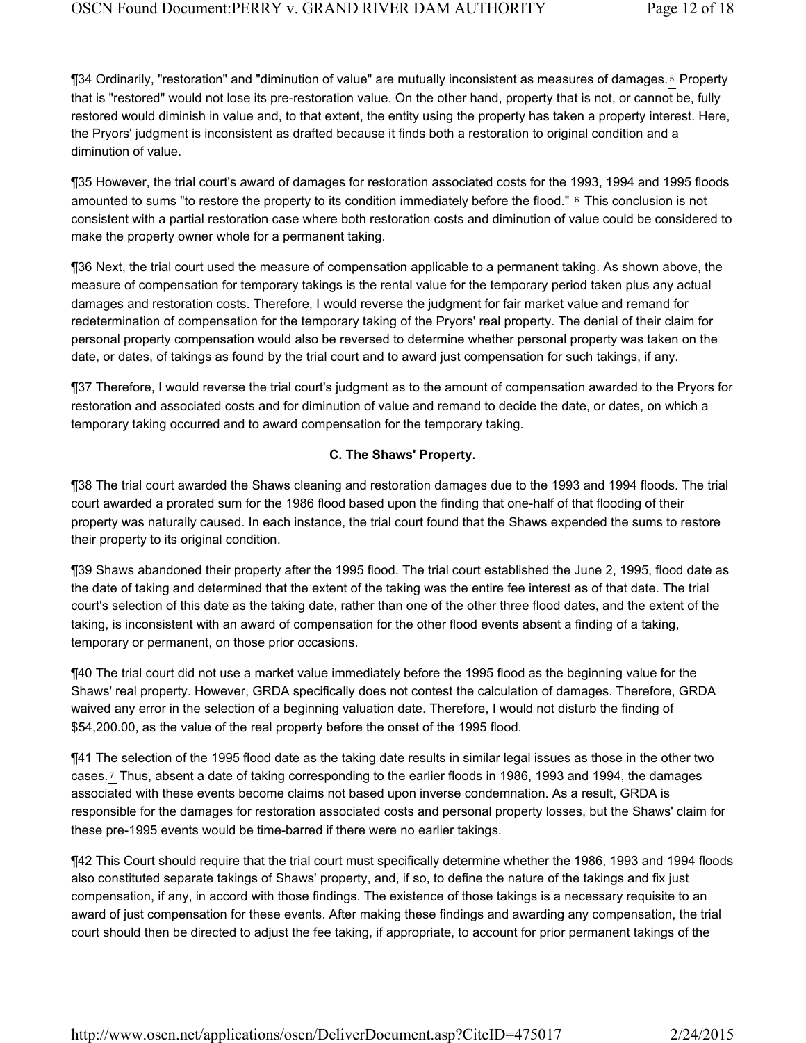¶34 Ordinarily, "restoration" and "diminution of value" are mutually inconsistent as measures of damages.[5] Property that is "restored" would not lose its pre-restoration value. On the other hand, property that is not, or cannot be, fully restored would diminish in value and, to that extent, the entity using the property has taken a property interest. Here, the Pryors' judgment is inconsistent as drafted because it finds both a restoration to original condition and a diminution of value.

¶35 However, the trial court's award of damages for restoration associated costs for the 1993, 1994 and 1995 floods amounted to sums "to restore the property to its condition immediately before the flood." [6] This conclusion is not consistent with a partial restoration case where both restoration costs and diminution of value could be considered to make the property owner whole for a permanent taking.

¶36 Next, the trial court used the measure of compensation applicable to a permanent taking. As shown above, the measure of compensation for temporary takings is the rental value for the temporary period taken plus any actual damages and restoration costs. Therefore, I would reverse the judgment for fair market value and remand for redetermination of compensation for the temporary taking of the Pryors' real property. The denial of their claim for personal property compensation would also be reversed to determine whether personal property was taken on the date, or dates, of takings as found by the trial court and to award just compensation for such takings, if any.

¶37 Therefore, I would reverse the trial court's judgment as to the amount of compensation awarded to the Pryors for restoration and associated costs and for diminution of value and remand to decide the date, or dates, on which a temporary taking occurred and to award compensation for the temporary taking.

### C. The Shaws' Property.

¶38 The trial court awarded the Shaws cleaning and restoration damages due to the 1993 and 1994 floods. The trial court awarded a prorated sum for the 1986 flood based upon the finding that one-half of that flooding of their property was naturally caused. In each instance, the trial court found that the Shaws expended the sums to restore their property to its original condition.

¶39 Shaws abandoned their property after the 1995 flood. The trial court established the June 2, 1995, flood date as the date of taking and determined that the extent of the taking was the entire fee interest as of that date. The trial court's selection of this date as the taking date, rather than one of the other three flood dates, and the extent of the taking, is inconsistent with an award of compensation for the other flood events absent a finding of a taking, temporary or permanent, on those prior occasions.

¶40 The trial court did not use a market value immediately before the 1995 flood as the beginning value for the Shaws' real property. However, GRDA specifically does not contest the calculation of damages. Therefore, GRDA waived any error in the selection of a beginning valuation date. Therefore, I would not disturb the finding of $54,200.00, as the value of the real property before the onset of the 1995 flood.

¶41 The selection of the 1995 flood date as the taking date results in similar legal issues as those in the other two cases.[7] Thus, absent a date of taking corresponding to the earlier floods in 1986, 1993 and 1994, the damages associated with these events become claims not based upon inverse condemnation. As a result, GRDA is responsible for the damages for restoration associated costs and personal property losses, but the Shaws' claim for these pre-1995 events would be time-barred if there were no earlier takings.

¶42 This Court should require that the trial court must specifically determine whether the 1986, 1993 and 1994 floods also constituted separate takings of Shaws' property, and, if so, to define the nature of the takings and fix just compensation, if any, in accord with those findings. The existence of those takings is a necessary requisite to an award of just compensation for these events. After making these findings and awarding any compensation, the trial court should then be directed to adjust the fee taking, if appropriate, to account for prior permanent takings of the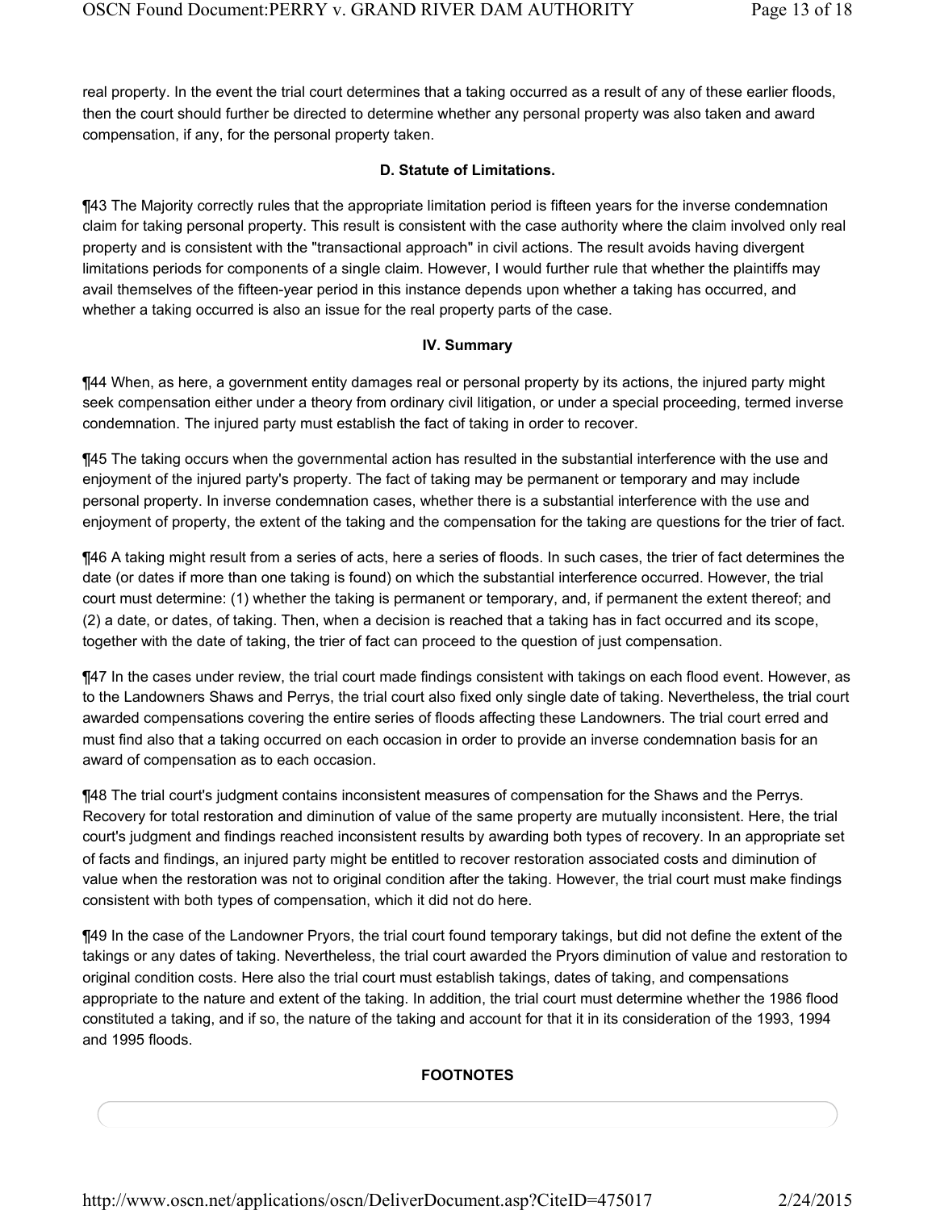real property. In the event the trial court determines that a taking occurred as a result of any of these earlier floods, then the court should further be directed to determine whether any personal property was also taken and award compensation, if any, for the personal property taken.

### D. Statute of Limitations.

¶43 The Majority correctly rules that the appropriate limitation period is fifteen years for the inverse condemnation claim for taking personal property. This result is consistent with the case authority where the claim involved only real property and is consistent with the "transactional approach" in civil actions. The result avoids having divergent limitations periods for components of a single claim. However, I would further rule that whether the plaintiffs may avail themselves of the fifteen-year period in this instance depends upon whether a taking has occurred, and whether a taking occurred is also an issue for the real property parts of the case.

## IV. Summary

¶44 When, as here, a government entity damages real or personal property by its actions, the injured party might seek compensation either under a theory from ordinary civil litigation, or under a special proceeding, termed inverse condemnation. The injured party must establish the fact of taking in order to recover.

¶45 The taking occurs when the governmental action has resulted in the substantial interference with the use and enjoyment of the injured party's property. The fact of taking may be permanent or temporary and may include personal property. In inverse condemnation cases, whether there is a substantial interference with the use and enjoyment of property, the extent of the taking and the compensation for the taking are questions for the trier of fact.

¶46 A taking might result from a series of acts, here a series of floods. In such cases, the trier of fact determines the date (or dates if more than one taking is found) on which the substantial interference occurred. However, the trial court must determine: (1) whether the taking is permanent or temporary, and, if permanent the extent thereof; and (2) a date, or dates, of taking. Then, when a decision is reached that a taking has in fact occurred and its scope, together with the date of taking, the trier of fact can proceed to the question of just compensation.

¶47 In the cases under review, the trial court made findings consistent with takings on each flood event. However, as to the Landowners Shaws and Perrys, the trial court also fixed only single date of taking. Nevertheless, the trial court awarded compensations covering the entire series of floods affecting these Landowners. The trial court erred and must find also that a taking occurred on each occasion in order to provide an inverse condemnation basis for an award of compensation as to each occasion.

¶48 The trial court's judgment contains inconsistent measures of compensation for the Shaws and the Perrys. Recovery for total restoration and diminution of value of the same property are mutually inconsistent. Here, the trial court's judgment and findings reached inconsistent results by awarding both types of recovery. In an appropriate set of facts and findings, an injured party might be entitled to recover restoration associated costs and diminution of value when the restoration was not to original condition after the taking. However, the trial court must make findings consistent with both types of compensation, which it did not do here.

¶49 In the case of the Landowner Pryors, the trial court found temporary takings, but did not define the extent of the takings or any dates of taking. Nevertheless, the trial court awarded the Pryors diminution of value and restoration to original condition costs. Here also the trial court must establish takings, dates of taking, and compensations appropriate to the nature and extent of the taking. In addition, the trial court must determine whether the 1986 flood constituted a taking, and if so, the nature of the taking and account for that it in its consideration of the 1993, 1994 and 1995 floods.

### FOOTNOTES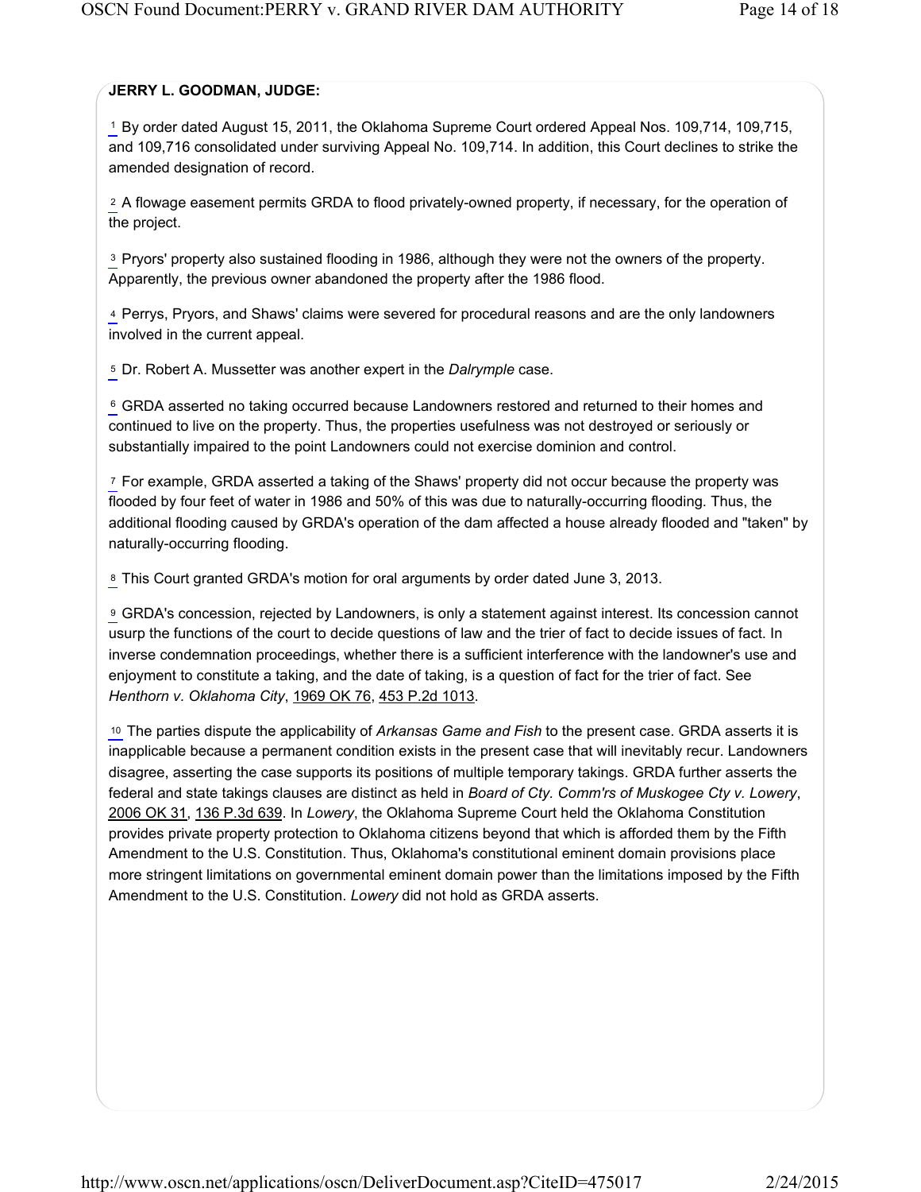**JERRY L. GOODMAN, JUDGE:**

[1] By order dated August 15, 2011, the Oklahoma Supreme Court ordered Appeal Nos. 109,714, 109,715, and 109,716 consolidated under surviving Appeal No. 109,714. In addition, this Court declines to strike the amended designation of record.

[2] A flowage easement permits GRDA to flood privately-owned property, if necessary, for the operation of the project.

[3] Pryors' property also sustained flooding in 1986, although they were not the owners of the property. Apparently, the previous owner abandoned the property after the 1986 flood.

[4] Perrys, Pryors, and Shaws' claims were severed for procedural reasons and are the only landowners involved in the current appeal.

[5] Dr. Robert A. Mussetter was another expert in the *Dalrymple* case.

[6] GRDA asserted no taking occurred because Landowners restored and returned to their homes and continued to live on the property. Thus, the properties usefulness was not destroyed or seriously or substantially impaired to the point Landowners could not exercise dominion and control.

[7] For example, GRDA asserted a taking of the Shaws' property did not occur because the property was flooded by four feet of water in 1986 and 50% of this was due to naturally-occurring flooding. Thus, the additional flooding caused by GRDA's operation of the dam affected a house already flooded and "taken" by naturally-occurring flooding.

[8] This Court granted GRDA's motion for oral arguments by order dated June 3, 2013.

[9] GRDA's concession, rejected by Landowners, is only a statement against interest. Its concession cannot usurp the functions of the court to decide questions of law and the trier of fact to decide issues of fact. In inverse condemnation proceedings, whether there is a sufficient interference with the landowner's use and enjoyment to constitute a taking, and the date of taking, is a question of fact for the trier of fact. See *Henthorn v. Oklahoma City*, 1969 OK 76, 453 P.2d 1013.

[10] The parties dispute the applicability of *Arkansas Game and Fish* to the present case. GRDA asserts it is inapplicable because a permanent condition exists in the present case that will inevitably recur. Landowners disagree, asserting the case supports its positions of multiple temporary takings. GRDA further asserts the federal and state takings clauses are distinct as held in *Board of Cty. Comm'rs of Muskogee Cty v. Lowery*, 2006 OK 31, 136 P.3d 639. In *Lowery*, the Oklahoma Supreme Court held the Oklahoma Constitution provides private property protection to Oklahoma citizens beyond that which is afforded them by the Fifth Amendment to the U.S. Constitution. Thus, Oklahoma's constitutional eminent domain provisions place more stringent limitations on governmental eminent domain power than the limitations imposed by the Fifth Amendment to the U.S. Constitution. *Lowery* did not hold as GRDA asserts.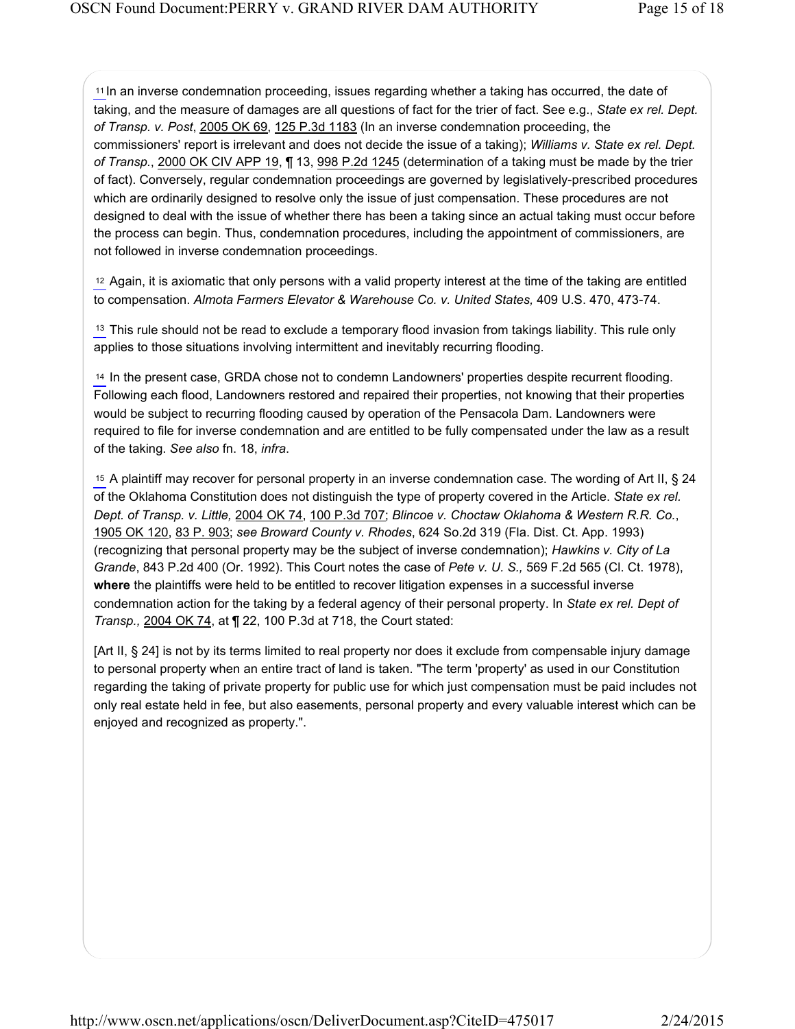[11] In an inverse condemnation proceeding, issues regarding whether a taking has occurred, the date of taking, and the measure of damages are all questions of fact for the trier of fact. See e.g., *State ex rel. Dept. of Transp. v. Post*, 2005 OK 69, 125 P.3d 1183 (In an inverse condemnation proceeding, the commissioners' report is irrelevant and does not decide the issue of a taking); *Williams v. State ex rel. Dept. of Transp.*, 2000 OK CIV APP 19, ¶ 13, 998 P.2d 1245 (determination of a taking must be made by the trier of fact). Conversely, regular condemnation proceedings are governed by legislatively-prescribed procedures which are ordinarily designed to resolve only the issue of just compensation. These procedures are not designed to deal with the issue of whether there has been a taking since an actual taking must occur before the process can begin. Thus, condemnation procedures, including the appointment of commissioners, are not followed in inverse condemnation proceedings.

[12] Again, it is axiomatic that only persons with a valid property interest at the time of the taking are entitled to compensation. *Almota Farmers Elevator & Warehouse Co. v. United States,* 409 U.S. 470, 473-74.

[13] This rule should not be read to exclude a temporary flood invasion from takings liability. This rule only applies to those situations involving intermittent and inevitably recurring flooding.

[14] In the present case, GRDA chose not to condemn Landowners' properties despite recurrent flooding. Following each flood, Landowners restored and repaired their properties, not knowing that their properties would be subject to recurring flooding caused by operation of the Pensacola Dam. Landowners were required to file for inverse condemnation and are entitled to be fully compensated under the law as a result of the taking. *See also* fn. 18, *infra*.

[15] A plaintiff may recover for personal property in an inverse condemnation case. The wording of Art II, § 24 of the Oklahoma Constitution does not distinguish the type of property covered in the Article. *State ex rel. Dept. of Transp. v. Little,* 2004 OK 74, 100 P.3d 707; *Blincoe v. Choctaw Oklahoma & Western R.R. Co.*, 1905 OK 120, 83 P. 903; *see Broward County v. Rhodes*, 624 So.2d 319 (Fla. Dist. Ct. App. 1993) (recognizing that personal property may be the subject of inverse condemnation); *Hawkins v. City of La Grande*, 843 P.2d 400 (Or. 1992). This Court notes the case of *Pete v. U. S.,* 569 F.2d 565 (Cl. Ct. 1978), **where** the plaintiffs were held to be entitled to recover litigation expenses in a successful inverse condemnation action for the taking by a federal agency of their personal property. In *State ex rel. Dept of Transp.,* 2004 OK 74, at ¶ 22, 100 P.3d at 718, the Court stated:

[Art II, § 24] is not by its terms limited to real property nor does it exclude from compensable injury damage to personal property when an entire tract of land is taken. "The term 'property' as used in our Constitution regarding the taking of private property for public use for which just compensation must be paid includes not only real estate held in fee, but also easements, personal property and every valuable interest which can be enjoyed and recognized as property.".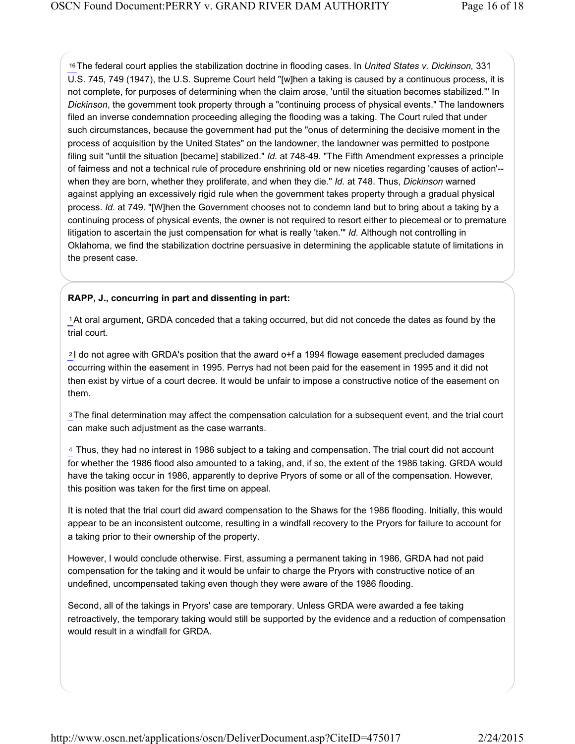[16] The federal court applies the stabilization doctrine in flooding cases. In *United States v. Dickinson,* 331 U.S. 745, 749 (1947), the U.S. Supreme Court held "[w]hen a taking is caused by a continuous process, it is not complete, for purposes of determining when the claim arose, 'until the situation becomes stabilized.'" In *Dickinson*, the government took property through a "continuing process of physical events." The landowners filed an inverse condemnation proceeding alleging the flooding was a taking. The Court ruled that under such circumstances, because the government had put the "onus of determining the decisive moment in the process of acquisition by the United States" on the landowner, the landowner was permitted to postpone filing suit "until the situation [became] stabilized." *Id.* at 748-49. "The Fifth Amendment expresses a principle of fairness and not a technical rule of procedure enshrining old or new niceties regarding 'causes of action'--when they are born, whether they proliferate, and when they die." *Id.* at 748. Thus, *Dickinson* warned against applying an excessively rigid rule when the government takes property through a gradual physical process. *Id.* at 749. "[W]hen the Government chooses not to condemn land but to bring about a taking by a continuing process of physical events, the owner is not required to resort either to piecemeal or to premature litigation to ascertain the just compensation for what is really 'taken.'" *Id.* Although not controlling in Oklahoma, we find the stabilization doctrine persuasive in determining the applicable statute of limitations in the present case.

**RAPP, J., concurring in part and dissenting in part:**

[1] At oral argument, GRDA conceded that a taking occurred, but did not concede the dates as found by the trial court.

[2] I do not agree with GRDA's position that the award o+f a 1994 flowage easement precluded damages occurring within the easement in 1995. Perrys had not been paid for the easement in 1995 and it did not then exist by virtue of a court decree. It would be unfair to impose a constructive notice of the easement on them.

[3] The final determination may affect the compensation calculation for a subsequent event, and the trial court can make such adjustment as the case warrants.

[4] Thus, they had no interest in 1986 subject to a taking and compensation. The trial court did not account for whether the 1986 flood also amounted to a taking, and, if so, the extent of the 1986 taking. GRDA would have the taking occur in 1986, apparently to deprive Pryors of some or all of the compensation. However, this position was taken for the first time on appeal.

It is noted that the trial court did award compensation to the Shaws for the 1986 flooding. Initially, this would appear to be an inconsistent outcome, resulting in a windfall recovery to the Pryors for failure to account for a taking prior to their ownership of the property.

However, I would conclude otherwise. First, assuming a permanent taking in 1986, GRDA had not paid compensation for the taking and it would be unfair to charge the Pryors with constructive notice of an undefined, uncompensated taking even though they were aware of the 1986 flooding.

Second, all of the takings in Pryors' case are temporary. Unless GRDA were awarded a fee taking retroactively, the temporary taking would still be supported by the evidence and a reduction of compensation would result in a windfall for GRDA.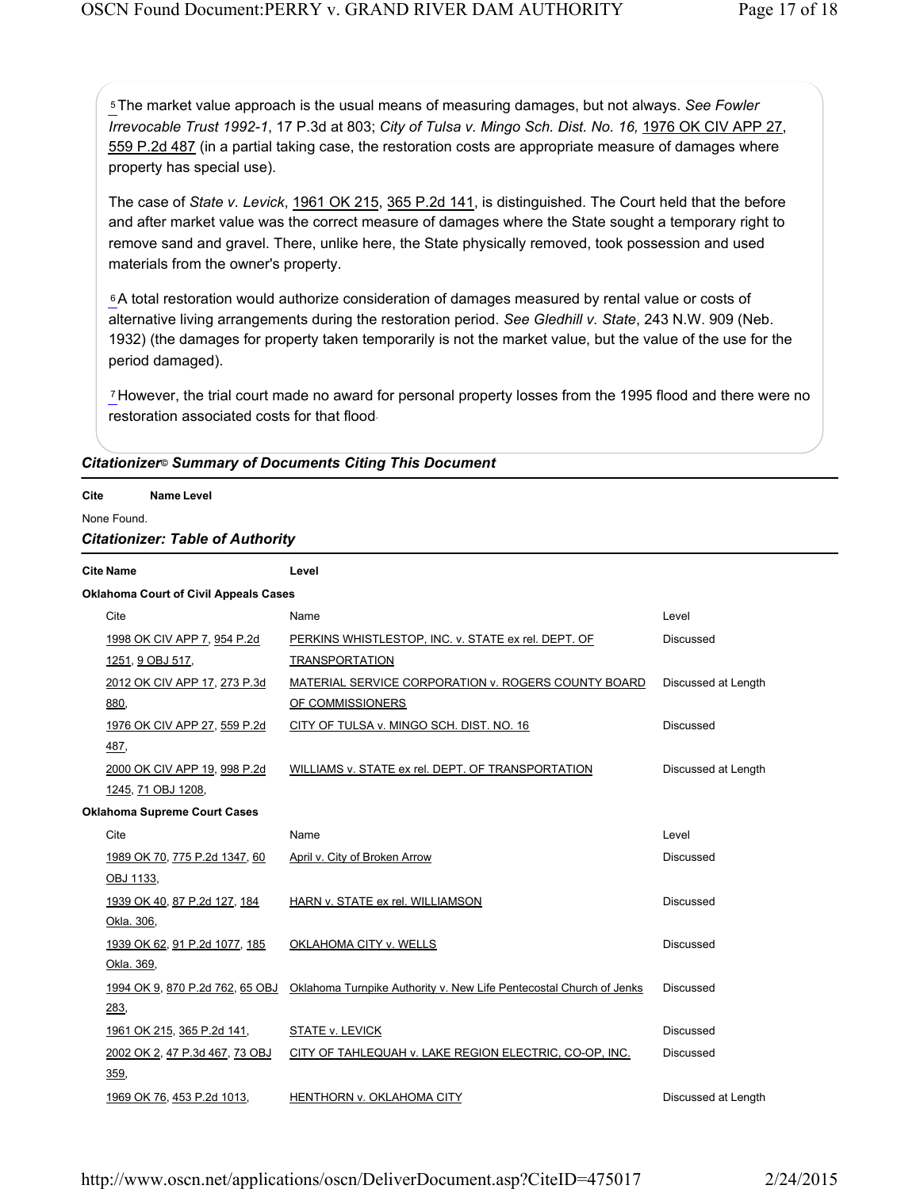[5] The market value approach is the usual means of measuring damages, but not always. *See Fowler Irrevocable Trust 1992-1*, 17 P.3d at 803; *City of Tulsa v. Mingo Sch. Dist. No. 16,* 1976 OK CIV APP 27, 559 P.2d 487 (in a partial taking case, the restoration costs are appropriate measure of damages where property has special use).

The case of *State v. Levick*, 1961 OK 215, 365 P.2d 141, is distinguished. The Court held that the before and after market value was the correct measure of damages where the State sought a temporary right to remove sand and gravel. There, unlike here, the State physically removed, took possession and used materials from the owner's property.

[6] A total restoration would authorize consideration of damages measured by rental value or costs of alternative living arrangements during the restoration period. *See Gledhill v. State*, 243 N.W. 909 (Neb. 1932) (the damages for property taken temporarily is not the market value, but the value of the use for the period damaged).

[7] However, the trial court made no award for personal property losses from the 1995 flood and there were no restoration associated costs for that flood.

### *Citationizer© Summary of Documents Citing This Document*

| Cite | Name | Level |
|---|---|---|
| None Found. | | |

### *Citationizer: Table of Authority*

| Cite | Name | Level |
|---|---|---|
| **Oklahoma Court of Civil Appeals Cases** | | |
| 1998 OK CIV APP 7, 954 P.2d 1251, 9 OBJ 517, | PERKINS WHISTLESTOP, INC. v. STATE ex rel. DEPT. OF TRANSPORTATION | Discussed |
| 2012 OK CIV APP 17, 273 P.3d 880, | MATERIAL SERVICE CORPORATION v. ROGERS COUNTY BOARD OF COMMISSIONERS | Discussed at Length |
| 1976 OK CIV APP 27, 559 P.2d 487, | CITY OF TULSA v. MINGO SCH. DIST. NO. 16 | Discussed |
| 2000 OK CIV APP 19, 998 P.2d 1245, 71 OBJ 1208, | WILLIAMS v. STATE ex rel. DEPT. OF TRANSPORTATION | Discussed at Length |
| **Oklahoma Supreme Court Cases** | | |
| 1989 OK 70, 775 P.2d 1347, 60 OBJ 1133, | April v. City of Broken Arrow | Discussed |
| 1939 OK 40, 87 P.2d 127, 184 Okla. 306, | HARN v. STATE ex rel. WILLIAMSON | Discussed |
| 1939 OK 62, 91 P.2d 1077, 185 Okla. 369, | OKLAHOMA CITY v. WELLS | Discussed |
| 1994 OK 9, 870 P.2d 762, 65 OBJ 283, | Oklahoma Turnpike Authority v. New Life Pentecostal Church of Jenks | Discussed |
| 1961 OK 215, 365 P.2d 141, | STATE v. LEVICK | Discussed |
| 2002 OK 2, 47 P.3d 467, 73 OBJ 359, | CITY OF TAHLEQUAH v. LAKE REGION ELECTRIC, CO-OP, INC. | Discussed |
| 1969 OK 76, 453 P.2d 1013, | HENTHORN v. OKLAHOMA CITY | Discussed at Length |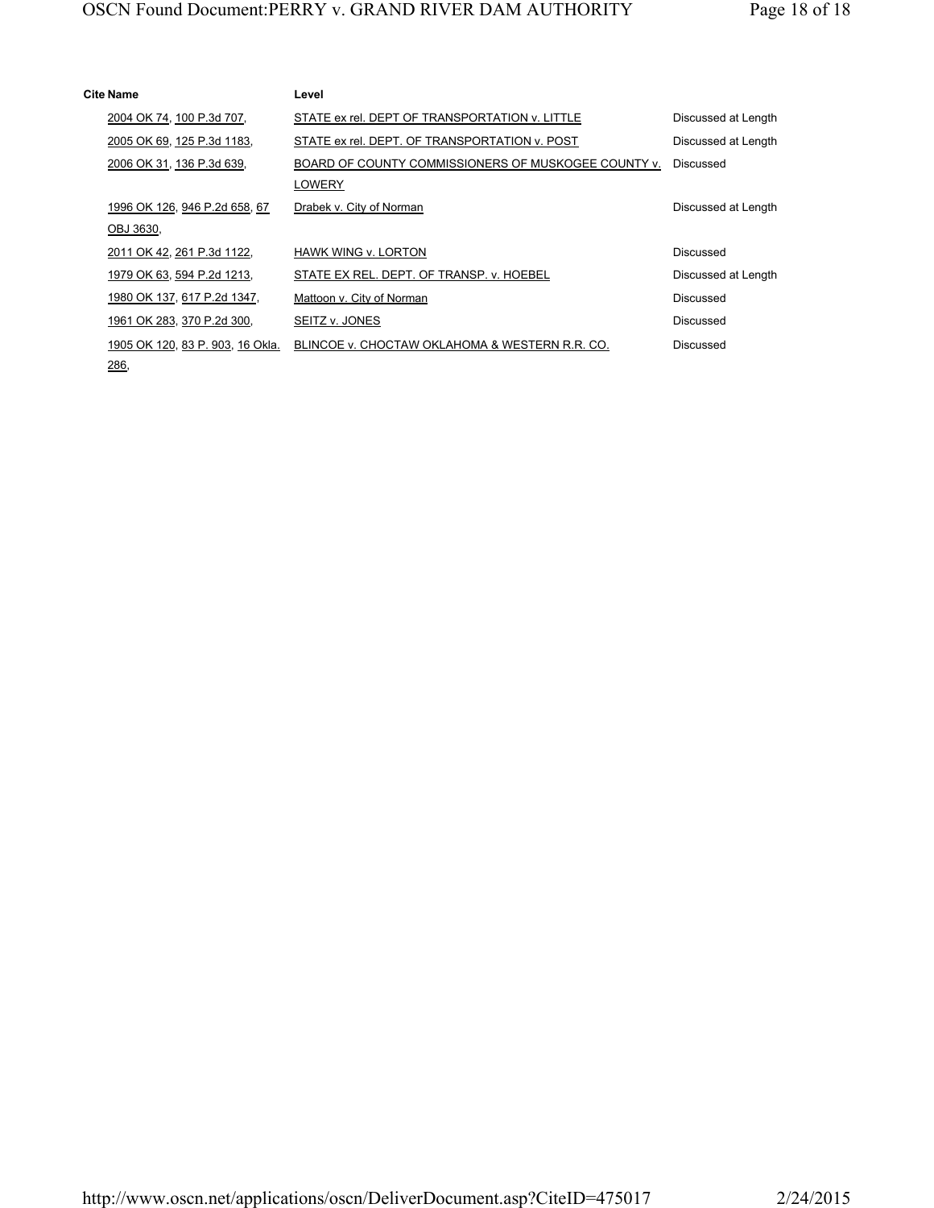| Cite Name | | Level |
|---|---|---|
| 2004 OK 74, 100 P.3d 707, | STATE ex rel. DEPT OF TRANSPORTATION v. LITTLE | Discussed at Length |
| 2005 OK 69, 125 P.3d 1183, | STATE ex rel. DEPT. OF TRANSPORTATION v. POST | Discussed at Length |
| 2006 OK 31, 136 P.3d 639, | BOARD OF COUNTY COMMISSIONERS OF MUSKOGEE COUNTY v. LOWERY | Discussed |
| 1996 OK 126, 946 P.2d 658, 67 OBJ 3630, | Drabek v. City of Norman | Discussed at Length |
| 2011 OK 42, 261 P.3d 1122, | HAWK WING v. LORTON | Discussed |
| 1979 OK 63, 594 P.2d 1213, | STATE EX REL. DEPT. OF TRANSP. v. HOEBEL | Discussed at Length |
| 1980 OK 137, 617 P.2d 1347, | Mattoon v. City of Norman | Discussed |
| 1961 OK 283, 370 P.2d 300, | SEITZ v. JONES | Discussed |
| 1905 OK 120, 83 P. 903, 16 Okla. 286, | BLINCOE v. CHOCTAW OKLAHOMA & WESTERN R.R. CO. | Discussed |